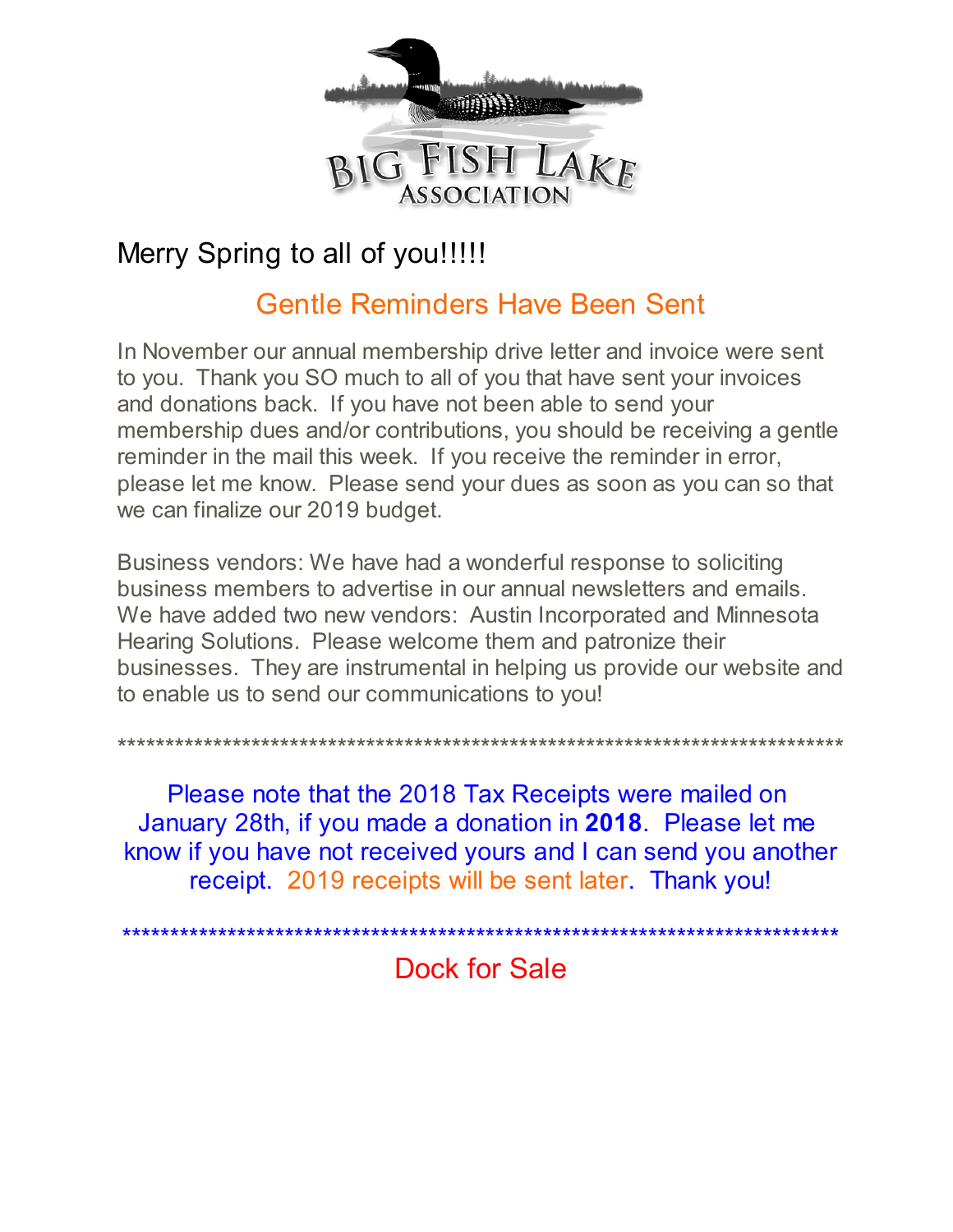# Big Fish Lake Association

Merry Spring to all of you!!!!!

## Gentle Reminders Have Been Sent

In November our annual membership drive letter and invoice were sent to you. Thank you SO much to all of you that have sent your invoices and donations back. If you have not been able to send your membership dues and/or contributions, you should be receiving a gentle reminder in the mail this week. If you receive the reminder in error, please let me know. Please send your dues as soon as you can so that we can finalize our 2019 budget.

Business vendors: We have had a wonderful response to soliciting business members to advertise in our annual newsletters and emails. We have added two new vendors: Austin Incorporated and Minnesota Hearing Solutions. Please welcome them and patronize their businesses. They are instrumental in helping us provide our website and to enable us to send our communications to you!

*******************************************************************************

Please note that the 2018 Tax Receipts were mailed on January 28th, if you made a donation in **2018**. Please let me know if you have not received yours and I can send you another receipt. 2019 receipts will be sent later. Thank you!

*******************************************************************************

## Dock for Sale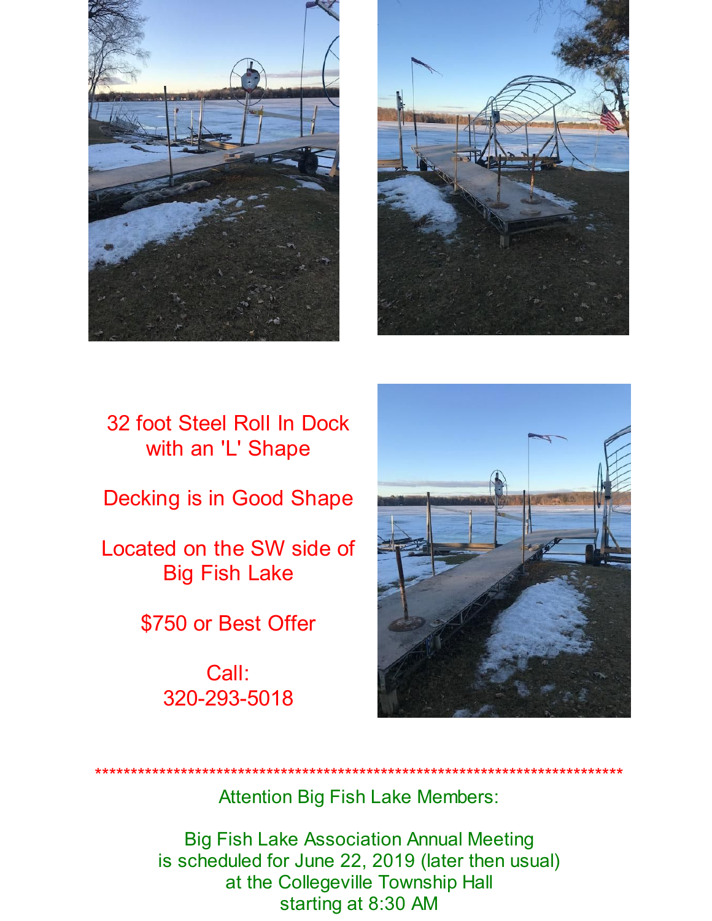32 foot Steel Roll In Dock with an 'L' Shape

Decking is in Good Shape

Located on the SW side of Big Fish Lake

$750 or Best Offer

Call:
320-293-5018

*******************************************************************************

Attention Big Fish Lake Members:

Big Fish Lake Association Annual Meeting
is scheduled for June 22, 2019 (later then usual)
at the Collegeville Township Hall
starting at 8:30 AM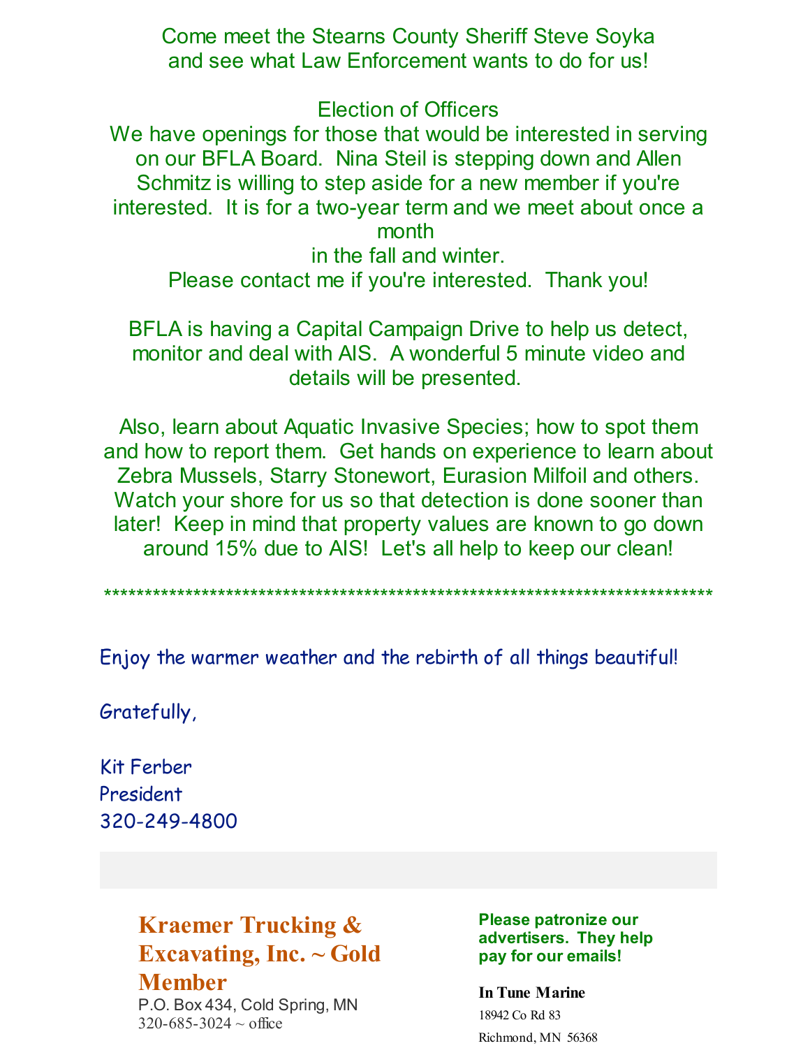Come meet the Stearns County Sheriff Steve Soyka
and see what Law Enforcement wants to do for us!

Election of Officers
We have openings for those that would be interested in serving on our BFLA Board. Nina Steil is stepping down and Allen Schmitz is willing to step aside for a new member if you're interested. It is for a two-year term and we meet about once a month
in the fall and winter.
Please contact me if you're interested. Thank you!

BFLA is having a Capital Campaign Drive to help us detect, monitor and deal with AIS. A wonderful 5 minute video and details will be presented.

Also, learn about Aquatic Invasive Species; how to spot them and how to report them. Get hands on experience to learn about Zebra Mussels, Starry Stonewort, Eurasion Milfoil and others. Watch your shore for us so that detection is done sooner than later! Keep in mind that property values are known to go down around 15% due to AIS! Let's all help to keep our clean!

****************************************************************************

Enjoy the warmer weather and the rebirth of all things beautiful!

Gratefully,

Kit Ferber
President
320-249-4800

## Kraemer Trucking & Excavating, Inc. ~ Gold Member

P.O. Box 434, Cold Spring, MN
320-685-3024 ~ office

**Please patronize our advertisers. They help pay for our emails!**

**In Tune Marine**
18942 Co Rd 83
Richmond, MN 56368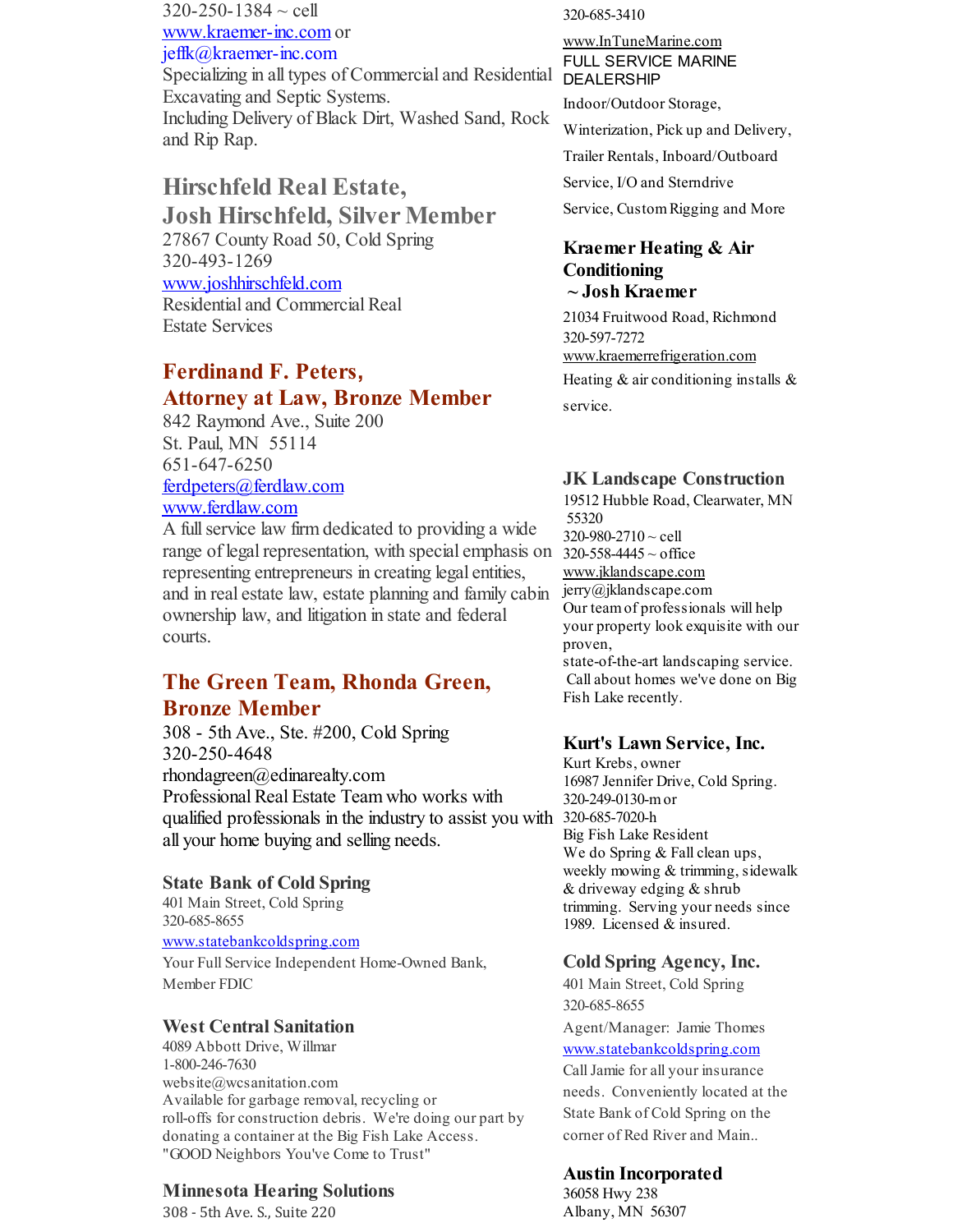320-250-1384 ~ cell
www.kraemer-inc.com or
jeffk@kraemer-inc.com
Specializing in all types of Commercial and Residential Excavating and Septic Systems.
Including Delivery of Black Dirt, Washed Sand, Rock and Rip Rap.

## Hirschfeld Real Estate, Josh Hirschfeld, Silver Member

27867 County Road 50, Cold Spring
320-493-1269
www.joshhirschfeld.com
Residential and Commercial Real Estate Services

## Ferdinand F. Peters, Attorney at Law, Bronze Member

842 Raymond Ave., Suite 200
St. Paul, MN 55114
651-647-6250
ferdpeters@ferdlaw.com
www.ferdlaw.com
A full service law firm dedicated to providing a wide range of legal representation, with special emphasis on representing entrepreneurs in creating legal entities, and in real estate law, estate planning and family cabin ownership law, and litigation in state and federal courts.

## The Green Team, Rhonda Green, Bronze Member

308 - 5th Ave., Ste. #200, Cold Spring
320-250-4648
rhondagreen@edinarealty.com
Professional Real Estate Team who works with qualified professionals in the industry to assist you with all your home buying and selling needs.

### State Bank of Cold Spring

401 Main Street, Cold Spring
320-685-8655
www.statebankcoldspring.com
Your Full Service Independent Home-Owned Bank, Member FDIC

### West Central Sanitation

4089 Abbott Drive, Willmar
1-800-246-7630
website@wcsanitation.com
Available for garbage removal, recycling or roll-offs for construction debris. We're doing our part by donating a container at the Big Fish Lake Access. "GOOD Neighbors You've Come to Trust"

### Minnesota Hearing Solutions

308 - 5th Ave. S., Suite 220

320-685-3410

www.InTuneMarine.com
FULL SERVICE MARINE DEALERSHIP
Indoor/Outdoor Storage, Winterization, Pick up and Delivery, Trailer Rentals, Inboard/Outboard Service, I/O and Sterndrive Service, Custom Rigging and More

### Kraemer Heating & Air Conditioning ~ Josh Kraemer

21034 Fruitwood Road, Richmond
320-597-7272
www.kraemerrefrigeration.com
Heating & air conditioning installs & service.

### JK Landscape Construction

19512 Hubble Road, Clearwater, MN 55320
320-980-2710 ~ cell
320-558-4445 ~ office
www.jklandscape.com
jerry@jklandscape.com
Our team of professionals will help your property look exquisite with our proven, state-of-the-art landscaping service. Call about homes we've done on Big Fish Lake recently.

### Kurt's Lawn Service, Inc.

Kurt Krebs, owner
16987 Jennifer Drive, Cold Spring.
320-249-0130-m or
320-685-7020-h
Big Fish Lake Resident
We do Spring & Fall clean ups, weekly mowing & trimming, sidewalk & driveway edging & shrub trimming. Serving your needs since 1989. Licensed & insured.

### Cold Spring Agency, Inc.

401 Main Street, Cold Spring
320-685-8655
Agent/Manager: Jamie Thomes
www.statebankcoldspring.com
Call Jamie for all your insurance needs. Conveniently located at the State Bank of Cold Spring on the corner of Red River and Main..

### Austin Incorporated

36058 Hwy 238
Albany, MN 56307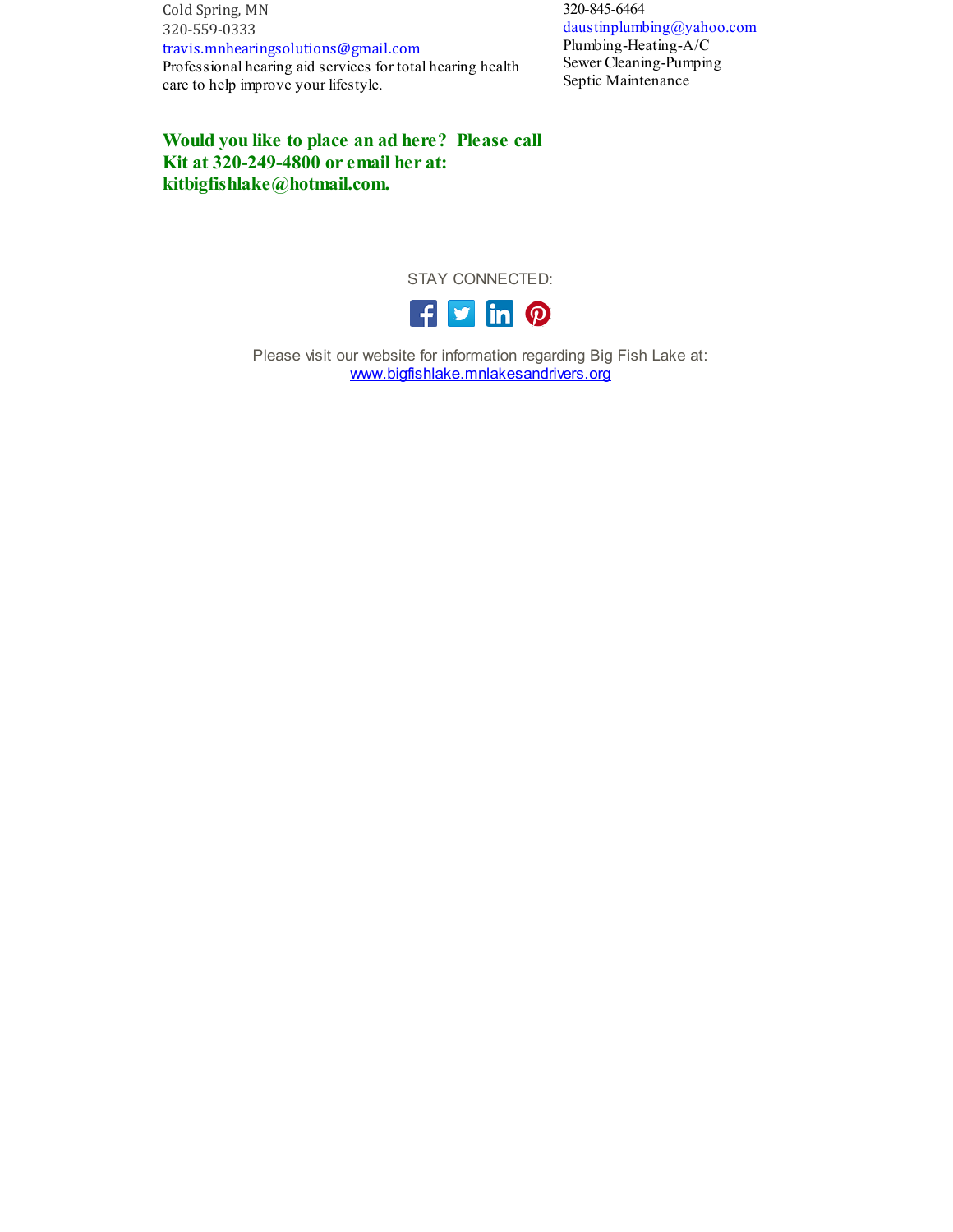Cold Spring, MN
320-559-0333
travis.mnhearingsolutions@gmail.com
Professional hearing aid services for total hearing health care to help improve your lifestyle.

320-845-6464
daustinplumbing@yahoo.com
Plumbing-Heating-A/C
Sewer Cleaning-Pumping
Septic Maintenance

**Would you like to place an ad here? Please call Kit at 320-249-4800 or email her at: kitbigfishlake@hotmail.com.**

STAY CONNECTED:

Please visit our website for information regarding Big Fish Lake at:
www.bigfishlake.mnlakesandrivers.org